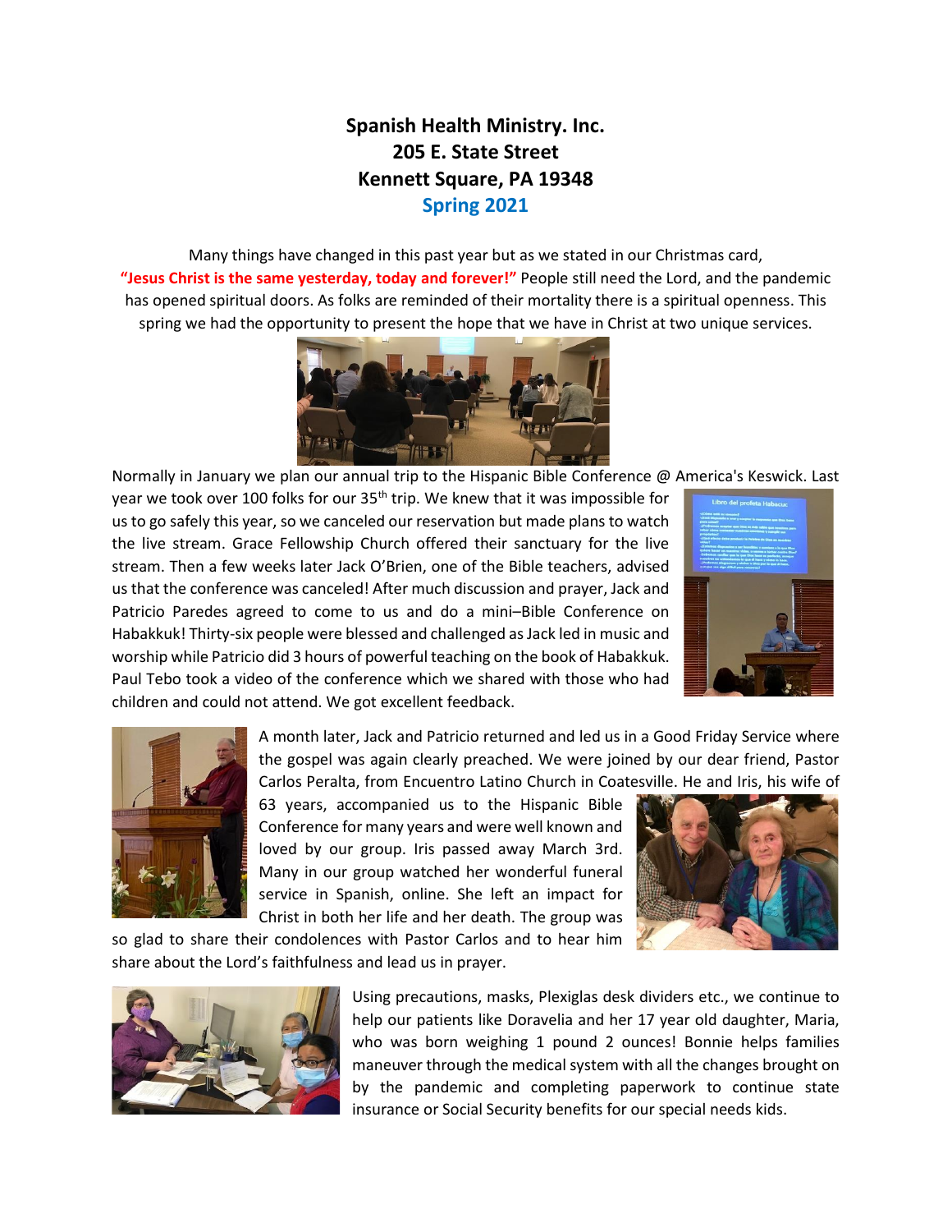**Spanish Health Ministry. Inc.**
**205 E. State Street**
**Kennett Square, PA 19348**
**Spring 2021**

Many things have changed in this past year but as we stated in our Christmas card, **"Jesus Christ is the same yesterday, today and forever!"** People still need the Lord, and the pandemic has opened spiritual doors. As folks are reminded of their mortality there is a spiritual openness. This spring we had the opportunity to present the hope that we have in Christ at two unique services.

Normally in January we plan our annual trip to the Hispanic Bible Conference @ America's Keswick. Last year we took over 100 folks for our 35th trip. We knew that it was impossible for us to go safely this year, so we canceled our reservation but made plans to watch the live stream. Grace Fellowship Church offered their sanctuary for the live stream. Then a few weeks later Jack O'Brien, one of the Bible teachers, advised us that the conference was canceled! After much discussion and prayer, Jack and Patricio Paredes agreed to come to us and do a mini–Bible Conference on Habakkuk! Thirty-six people were blessed and challenged as Jack led in music and worship while Patricio did 3 hours of powerful teaching on the book of Habakkuk. Paul Tebo took a video of the conference which we shared with those who had children and could not attend. We got excellent feedback.

A month later, Jack and Patricio returned and led us in a Good Friday Service where the gospel was again clearly preached. We were joined by our dear friend, Pastor Carlos Peralta, from Encuentro Latino Church in Coatesville. He and Iris, his wife of 63 years, accompanied us to the Hispanic Bible Conference for many years and were well known and loved by our group. Iris passed away March 3rd. Many in our group watched her wonderful funeral service in Spanish, online. She left an impact for Christ in both her life and her death. The group was so glad to share their condolences with Pastor Carlos and to hear him share about the Lord's faithfulness and lead us in prayer.

Using precautions, masks, Plexiglas desk dividers etc., we continue to help our patients like Doravelia and her 17 year old daughter, Maria, who was born weighing 1 pound 2 ounces! Bonnie helps families maneuver through the medical system with all the changes brought on by the pandemic and completing paperwork to continue state insurance or Social Security benefits for our special needs kids.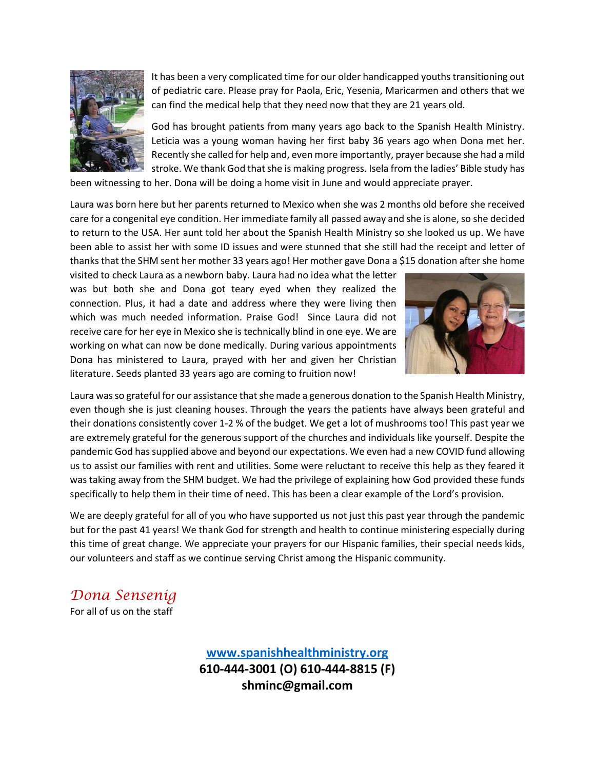It has been a very complicated time for our older handicapped youths transitioning out of pediatric care. Please pray for Paola, Eric, Yesenia, Maricarmen and others that we can find the medical help that they need now that they are 21 years old.

God has brought patients from many years ago back to the Spanish Health Ministry. Leticia was a young woman having her first baby 36 years ago when Dona met her. Recently she called for help and, even more importantly, prayer because she had a mild stroke. We thank God that she is making progress. Isela from the ladies' Bible study has been witnessing to her. Dona will be doing a home visit in June and would appreciate prayer.

Laura was born here but her parents returned to Mexico when she was 2 months old before she received care for a congenital eye condition. Her immediate family all passed away and she is alone, so she decided to return to the USA. Her aunt told her about the Spanish Health Ministry so she looked us up. We have been able to assist her with some ID issues and were stunned that she still had the receipt and letter of thanks that the SHM sent her mother 33 years ago! Her mother gave Dona a $15 donation after she home visited to check Laura as a newborn baby. Laura had no idea what the letter was but both she and Dona got teary eyed when they realized the connection. Plus, it had a date and address where they were living then which was much needed information. Praise God! Since Laura did not receive care for her eye in Mexico she is technically blind in one eye. We are working on what can now be done medically. During various appointments Dona has ministered to Laura, prayed with her and given her Christian literature. Seeds planted 33 years ago are coming to fruition now!

Laura was so grateful for our assistance that she made a generous donation to the Spanish Health Ministry, even though she is just cleaning houses. Through the years the patients have always been grateful and their donations consistently cover 1-2 % of the budget. We get a lot of mushrooms too! This past year we are extremely grateful for the generous support of the churches and individuals like yourself. Despite the pandemic God has supplied above and beyond our expectations. We even had a new COVID fund allowing us to assist our families with rent and utilities. Some were reluctant to receive this help as they feared it was taking away from the SHM budget. We had the privilege of explaining how God provided these funds specifically to help them in their time of need. This has been a clear example of the Lord's provision.

We are deeply grateful for all of you who have supported us not just this past year through the pandemic but for the past 41 years! We thank God for strength and health to continue ministering especially during this time of great change. We appreciate your prayers for our Hispanic families, their special needs kids, our volunteers and staff as we continue serving Christ among the Hispanic community.

*Dona Sensenig*
For all of us on the staff

**[www.spanishhealthministry.org](http://www.spanishhealthministry.org)**
**610-444-3001 (O) 610-444-8815 (F)**
**shminc@gmail.com**